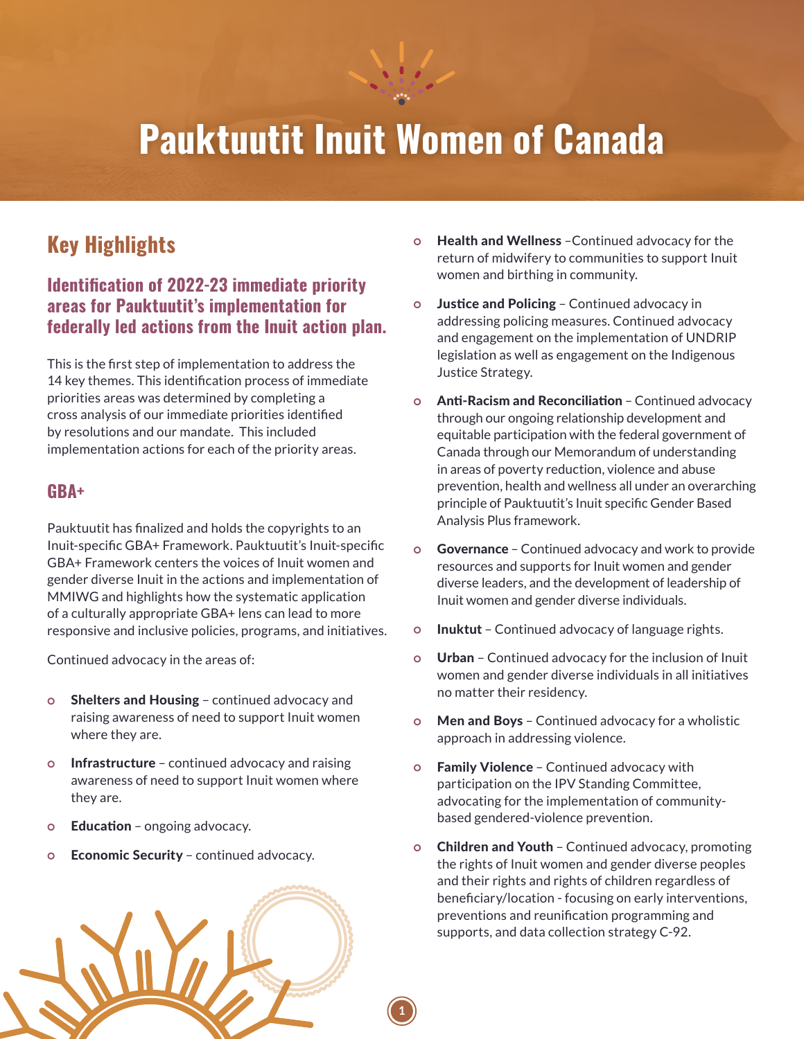# Pauktuutit Inuit Women of Canada

## Key Highlights

### Identification of 2022-23 immediate priority areas for Pauktuutit's implementation for federally led actions from the Inuit action plan.

This is the first step of implementation to address the 14 key themes. This identification process of immediate priorities areas was determined by completing a cross analysis of our immediate priorities identified by resolutions and our mandate. This included implementation actions for each of the priority areas.

### GBA+

Pauktuutit has finalized and holds the copyrights to an Inuit-specific GBA+ Framework. Pauktuutit's Inuit-specific GBA+ Framework centers the voices of Inuit women and gender diverse Inuit in the actions and implementation of MMIWG and highlights how the systematic application of a culturally appropriate GBA+ lens can lead to more responsive and inclusive policies, programs, and initiatives.

Continued advocacy in the areas of:

- **Shelters and Housing** – continued advocacy and raising awareness of need to support Inuit women where they are.
- **Infrastructure** – continued advocacy and raising awareness of need to support Inuit women where they are.
- **Education** – ongoing advocacy.
- **Economic Security** – continued advocacy.
- **Health and Wellness** –Continued advocacy for the return of midwifery to communities to support Inuit women and birthing in community.
- **Justice and Policing** – Continued advocacy in addressing policing measures. Continued advocacy and engagement on the implementation of UNDRIP legislation as well as engagement on the Indigenous Justice Strategy.
- **Anti-Racism and Reconciliation** – Continued advocacy through our ongoing relationship development and equitable participation with the federal government of Canada through our Memorandum of understanding in areas of poverty reduction, violence and abuse prevention, health and wellness all under an overarching principle of Pauktuutit's Inuit specific Gender Based Analysis Plus framework.
- **Governance** – Continued advocacy and work to provide resources and supports for Inuit women and gender diverse leaders, and the development of leadership of Inuit women and gender diverse individuals.
- **Inuktut** – Continued advocacy of language rights.
- **Urban** – Continued advocacy for the inclusion of Inuit women and gender diverse individuals in all initiatives no matter their residency.
- **Men and Boys** – Continued advocacy for a wholistic approach in addressing violence.
- **Family Violence** – Continued advocacy with participation on the IPV Standing Committee, advocating for the implementation of community-based gendered-violence prevention.
- **Children and Youth** – Continued advocacy, promoting the rights of Inuit women and gender diverse peoples and their rights and rights of children regardless of beneficiary/location - focusing on early interventions, preventions and reunification programming and supports, and data collection strategy C-92.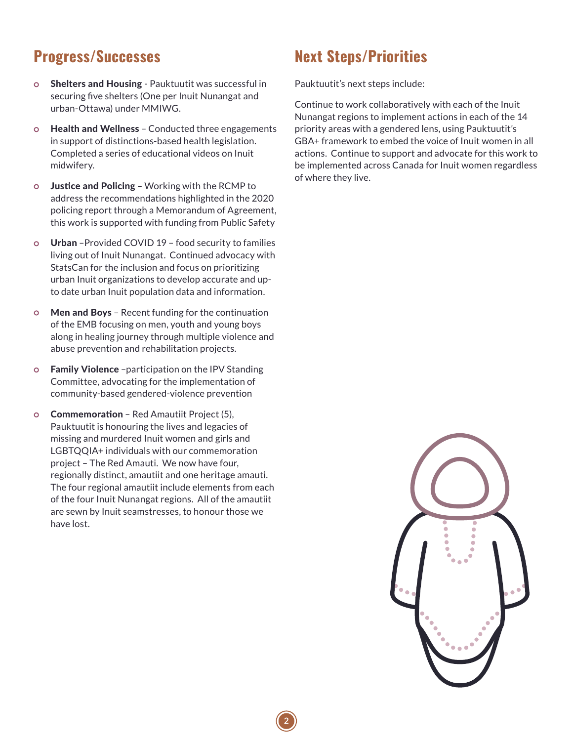## Progress/Successes

- **Shelters and Housing** - Pauktuutit was successful in securing five shelters (One per Inuit Nunangat and urban-Ottawa) under MMIWG.
- **Health and Wellness** – Conducted three engagements in support of distinctions-based health legislation. Completed a series of educational videos on Inuit midwifery.
- **Justice and Policing** – Working with the RCMP to address the recommendations highlighted in the 2020 policing report through a Memorandum of Agreement, this work is supported with funding from Public Safety
- **Urban** –Provided COVID 19 – food security to families living out of Inuit Nunangat. Continued advocacy with StatsCan for the inclusion and focus on prioritizing urban Inuit organizations to develop accurate and up-to date urban Inuit population data and information.
- **Men and Boys** – Recent funding for the continuation of the EMB focusing on men, youth and young boys along in healing journey through multiple violence and abuse prevention and rehabilitation projects.
- **Family Violence** –participation on the IPV Standing Committee, advocating for the implementation of community-based gendered-violence prevention
- **Commemoration** – Red Amautiit Project (5), Pauktuutit is honouring the lives and legacies of missing and murdered Inuit women and girls and LGBTQQIA+ individuals with our commemoration project – The Red Amauti. We now have four, regionally distinct, amautiit and one heritage amauti. The four regional amautiit include elements from each of the four Inuit Nunangat regions. All of the amautiit are sewn by Inuit seamstresses, to honour those we have lost.

## Next Steps/Priorities

Pauktuutit's next steps include:

Continue to work collaboratively with each of the Inuit Nunangat regions to implement actions in each of the 14 priority areas with a gendered lens, using Pauktuutit's GBA+ framework to embed the voice of Inuit women in all actions. Continue to support and advocate for this work to be implemented across Canada for Inuit women regardless of where they live.